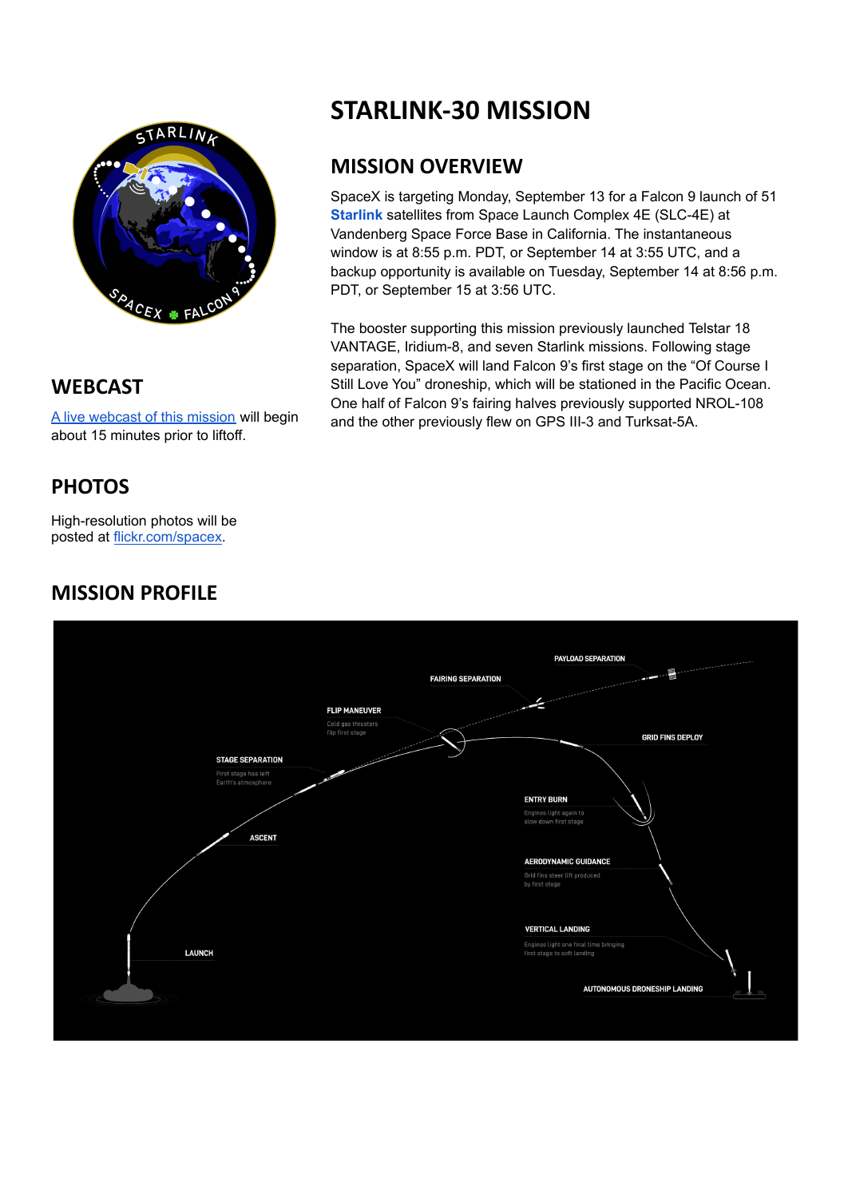# STARLINK-30 MISSION

## MISSION OVERVIEW

SpaceX is targeting Monday, September 13 for a Falcon 9 launch of 51 **Starlink** satellites from Space Launch Complex 4E (SLC-4E) at Vandenberg Space Force Base in California. The instantaneous window is at 8:55 p.m. PDT, or September 14 at 3:55 UTC, and a backup opportunity is available on Tuesday, September 14 at 8:56 p.m. PDT, or September 15 at 3:56 UTC.

The booster supporting this mission previously launched Telstar 18 VANTAGE, Iridium-8, and seven Starlink missions. Following stage separation, SpaceX will land Falcon 9's first stage on the "Of Course I Still Love You" droneship, which will be stationed in the Pacific Ocean. One half of Falcon 9's fairing halves previously supported NROL-108 and the other previously flew on GPS III-3 and Turksat-5A.

## WEBCAST

A live webcast of this mission will begin about 15 minutes prior to liftoff.

## PHOTOS

High-resolution photos will be posted at flickr.com/spacex.

## MISSION PROFILE

- LAUNCH
- ASCENT
- STAGE SEPARATION — First stage has left Earth's atmosphere
- FLIP MANEUVER — Cold gas thrusters flip first stage
- FAIRING SEPARATION
- PAYLOAD SEPARATION
- GRID FINS DEPLOY
- ENTRY BURN — Engines light again to slow down first stage
- AERODYNAMIC GUIDANCE — Grid fins steer lift produced by first stage
- VERTICAL LANDING — Engines light one final time bringing first stage to soft landing
- AUTONOMOUS DRONESHIP LANDING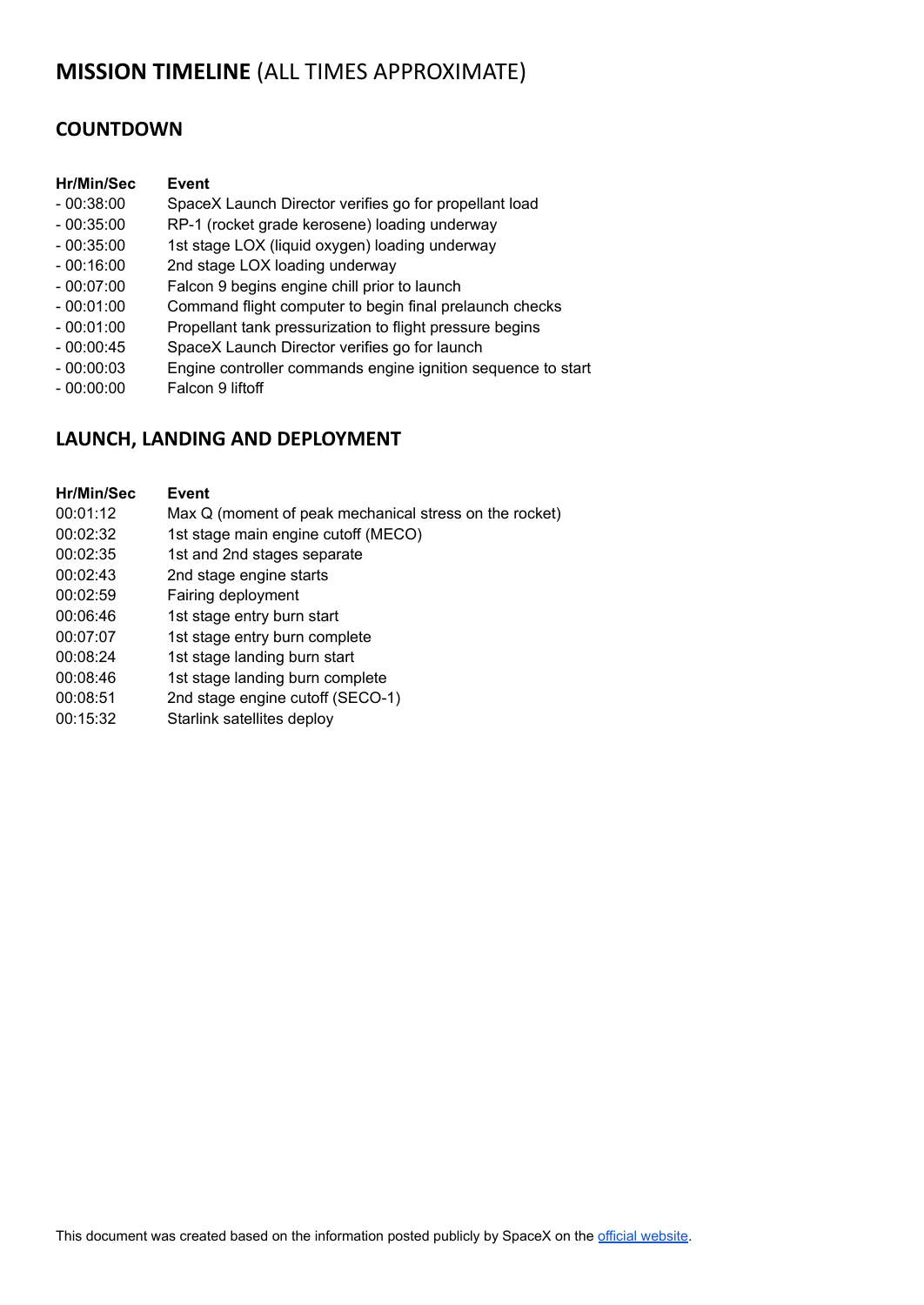# **MISSION TIMELINE** (ALL TIMES APPROXIMATE)

## **COUNTDOWN**

| Hr/Min/Sec | Event |
|---|---|
| - 00:38:00 | SpaceX Launch Director verifies go for propellant load |
| - 00:35:00 | RP-1 (rocket grade kerosene) loading underway |
| - 00:35:00 | 1st stage LOX (liquid oxygen) loading underway |
| - 00:16:00 | 2nd stage LOX loading underway |
| - 00:07:00 | Falcon 9 begins engine chill prior to launch |
| - 00:01:00 | Command flight computer to begin final prelaunch checks |
| - 00:01:00 | Propellant tank pressurization to flight pressure begins |
| - 00:00:45 | SpaceX Launch Director verifies go for launch |
| - 00:00:03 | Engine controller commands engine ignition sequence to start |
| - 00:00:00 | Falcon 9 liftoff |

## **LAUNCH, LANDING AND DEPLOYMENT**

| Hr/Min/Sec | Event |
|---|---|
| 00:01:12 | Max Q (moment of peak mechanical stress on the rocket) |
| 00:02:32 | 1st stage main engine cutoff (MECO) |
| 00:02:35 | 1st and 2nd stages separate |
| 00:02:43 | 2nd stage engine starts |
| 00:02:59 | Fairing deployment |
| 00:06:46 | 1st stage entry burn start |
| 00:07:07 | 1st stage entry burn complete |
| 00:08:24 | 1st stage landing burn start |
| 00:08:46 | 1st stage landing burn complete |
| 00:08:51 | 2nd stage engine cutoff (SECO-1) |
| 00:15:32 | Starlink satellites deploy |

This document was created based on the information posted publicly by SpaceX on the official website.